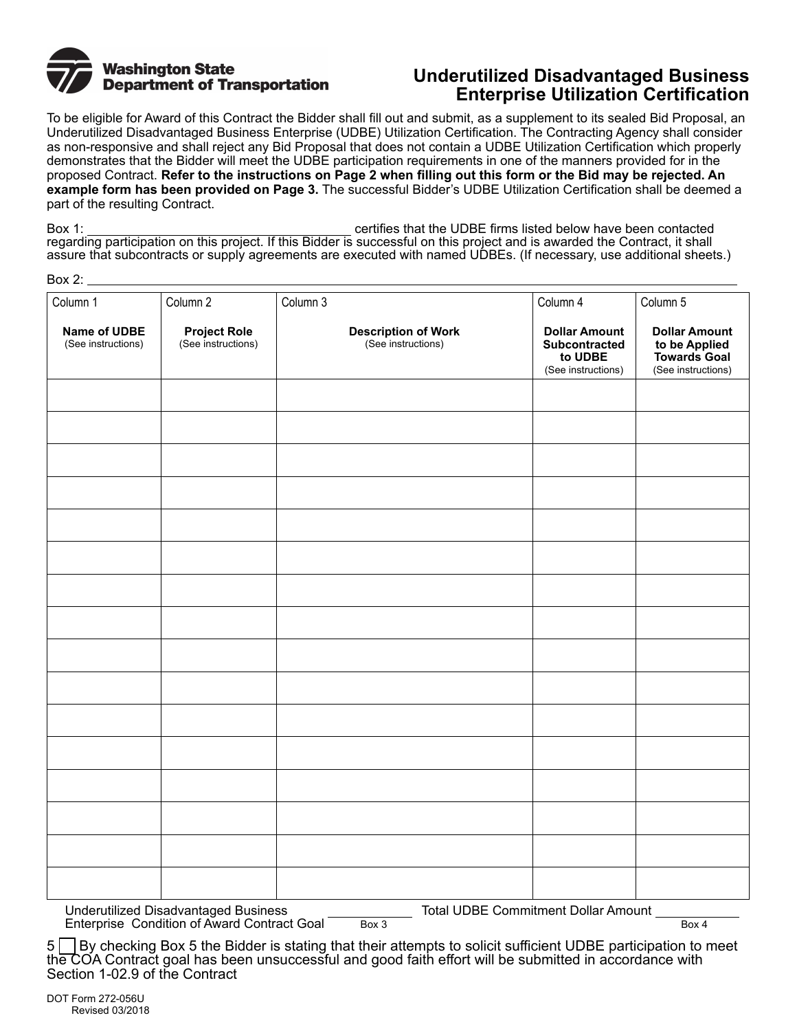Washington State Department of Transportation

# Underutilized Disadvantaged Business Enterprise Utilization Certification

To be eligible for Award of this Contract the Bidder shall fill out and submit, as a supplement to its sealed Bid Proposal, an Underutilized Disadvantaged Business Enterprise (UDBE) Utilization Certification. The Contracting Agency shall consider as non-responsive and shall reject any Bid Proposal that does not contain a UDBE Utilization Certification which properly demonstrates that the Bidder will meet the UDBE participation requirements in one of the manners provided for in the proposed Contract. **Refer to the instructions on Page 2 when filling out this form or the Bid may be rejected. An example form has been provided on Page 3.** The successful Bidder's UDBE Utilization Certification shall be deemed a part of the resulting Contract.

Box 1: ______________________________ certifies that the UDBE firms listed below have been contacted regarding participation on this project. If this Bidder is successful on this project and is awarded the Contract, it shall assure that subcontracts or supply agreements are executed with named UDBEs. (If necessary, use additional sheets.)

Box 2: ______________________________________________________________

| Column 1<br>**Name of UDBE**<br>(See instructions) | Column 2<br>**Project Role**<br>(See instructions) | Column 3<br>**Description of Work**<br>(See instructions) | Column 4<br>**Dollar Amount Subcontracted to UDBE**<br>(See instructions) | Column 5<br>**Dollar Amount to be Applied Towards Goal**<br>(See instructions) |
|---|---|---|---|---|
| | | | | |
| | | | | |
| | | | | |
| | | | | |
| | | | | |
| | | | | |
| | | | | |
| | | | | |
| | | | | |
| | | | | |
| | | | | |
| | | | | |
| | | | | |
| | | | | |
| | | | | |
| | | | | |

Underutilized Disadvantaged Business Enterprise Condition of Award Contract Goal ____________ Box 3 &nbsp;&nbsp;&nbsp; Total UDBE Commitment Dollar Amount ____________ Box 4

5 ☐ By checking Box 5 the Bidder is stating that their attempts to solicit sufficient UDBE participation to meet the COA Contract goal has been unsuccessful and good faith effort will be submitted in accordance with Section 1-02.9 of the Contract

DOT Form 272-056U
Revised 03/2018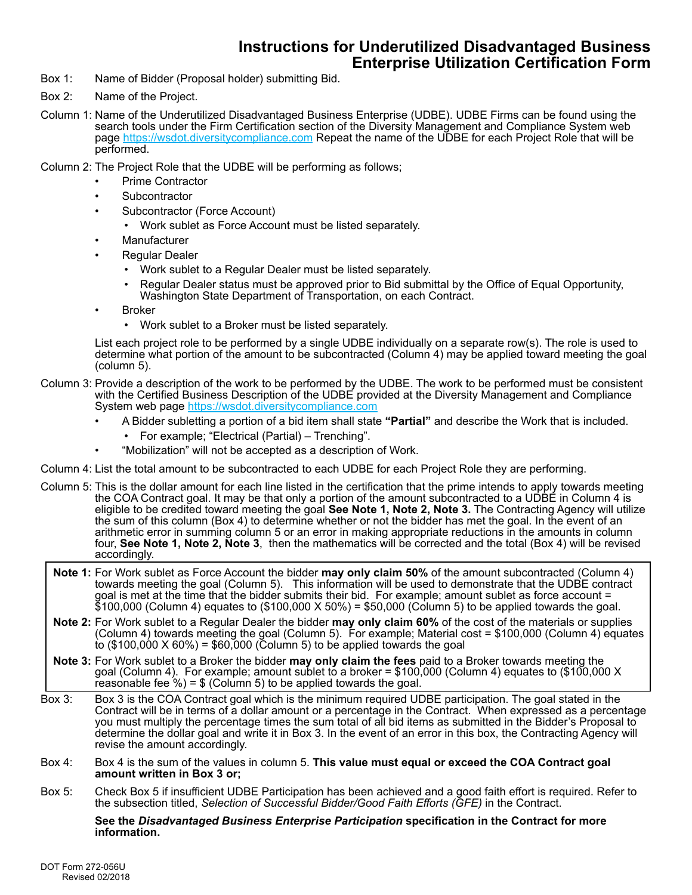# Instructions for Underutilized Disadvantaged Business Enterprise Utilization Certification Form

Box 1: Name of Bidder (Proposal holder) submitting Bid.

Box 2: Name of the Project.

Column 1: Name of the Underutilized Disadvantaged Business Enterprise (UDBE). UDBE Firms can be found using the search tools under the Firm Certification section of the Diversity Management and Compliance System web page https://wsdot.diversitycompliance.com Repeat the name of the UDBE for each Project Role that will be performed.

Column 2: The Project Role that the UDBE will be performing as follows;

- Prime Contractor
- Subcontractor
- Subcontractor (Force Account)
  - Work sublet as Force Account must be listed separately.
- Manufacturer
- Regular Dealer
  - Work sublet to a Regular Dealer must be listed separately.
  - Regular Dealer status must be approved prior to Bid submittal by the Office of Equal Opportunity, Washington State Department of Transportation, on each Contract.
- Broker
  - Work sublet to a Broker must be listed separately.

List each project role to be performed by a single UDBE individually on a separate row(s). The role is used to determine what portion of the amount to be subcontracted (Column 4) may be applied toward meeting the goal (column 5).

Column 3: Provide a description of the work to be performed by the UDBE. The work to be performed must be consistent with the Certified Business Description of the UDBE provided at the Diversity Management and Compliance System web page https://wsdot.diversitycompliance.com

- A Bidder subletting a portion of a bid item shall state **"Partial"** and describe the Work that is included.
  - For example; "Electrical (Partial) – Trenching".
- "Mobilization" will not be accepted as a description of Work.

Column 4: List the total amount to be subcontracted to each UDBE for each Project Role they are performing.

Column 5: This is the dollar amount for each line listed in the certification that the prime intends to apply towards meeting the COA Contract goal. It may be that only a portion of the amount subcontracted to a UDBE in Column 4 is eligible to be credited toward meeting the goal **See Note 1, Note 2, Note 3.** The Contracting Agency will utilize the sum of this column (Box 4) to determine whether or not the bidder has met the goal. In the event of an arithmetic error in summing column 5 or an error in making appropriate reductions in the amounts in column four, **See Note 1, Note 2, Note 3**, then the mathematics will be corrected and the total (Box 4) will be revised accordingly.

**Note 1:** For Work sublet as Force Account the bidder **may only claim 50%** of the amount subcontracted (Column 4) towards meeting the goal (Column 5). This information will be used to demonstrate that the UDBE contract goal is met at the time that the bidder submits their bid. For example; amount sublet as force account = $100,000 (Column 4) equates to ($100,000 X 50%) = $50,000 (Column 5) to be applied towards the goal.

**Note 2:** For Work sublet to a Regular Dealer the bidder **may only claim 60%** of the cost of the materials or supplies (Column 4) towards meeting the goal (Column 5). For example; Material cost = $100,000 (Column 4) equates to ($100,000 X 60%) = $60,000 (Column 5) to be applied towards the goal

**Note 3:** For Work sublet to a Broker the bidder **may only claim the fees** paid to a Broker towards meeting the goal (Column 4). For example; amount sublet to a broker = $100,000 (Column 4) equates to ($100,000 X reasonable fee %) = $ (Column 5) to be applied towards the goal.

Box 3: Box 3 is the COA Contract goal which is the minimum required UDBE participation. The goal stated in the Contract will be in terms of a dollar amount or a percentage in the Contract. When expressed as a percentage you must multiply the percentage times the sum total of all bid items as submitted in the Bidder's Proposal to determine the dollar goal and write it in Box 3. In the event of an error in this box, the Contracting Agency will revise the amount accordingly.

Box 4: Box 4 is the sum of the values in column 5. **This value must equal or exceed the COA Contract goal amount written in Box 3 or;**

Box 5: Check Box 5 if insufficient UDBE Participation has been achieved and a good faith effort is required. Refer to the subsection titled, *Selection of Successful Bidder/Good Faith Efforts (GFE)* in the Contract.

**See the *Disadvantaged Business Enterprise Participation* specification in the Contract for more information.**

DOT Form 272-056U
Revised 02/2018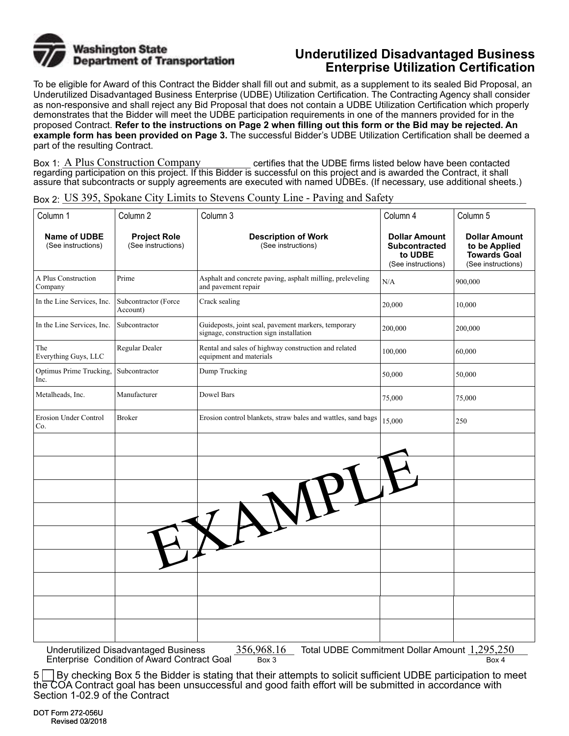**Washington State Department of Transportation**

# Underutilized Disadvantaged Business Enterprise Utilization Certification

To be eligible for Award of this Contract the Bidder shall fill out and submit, as a supplement to its sealed Bid Proposal, an Underutilized Disadvantaged Business Enterprise (UDBE) Utilization Certification. The Contracting Agency shall consider as non-responsive and shall reject any Bid Proposal that does not contain a UDBE Utilization Certification which properly demonstrates that the Bidder will meet the UDBE participation requirements in one of the manners provided for in the proposed Contract. **Refer to the instructions on Page 2 when filling out this form or the Bid may be rejected. An example form has been provided on Page 3.** The successful Bidder's UDBE Utilization Certification shall be deemed a part of the resulting Contract.

Box 1: A Plus Construction Company certifies that the UDBE firms listed below have been contacted regarding participation on this project. If this Bidder is successful on this project and is awarded the Contract, it shall assure that subcontracts or supply agreements are executed with named UDBEs. (If necessary, use additional sheets.)

Box 2: US 395, Spokane City Limits to Stevens County Line - Paving and Safety

| Column 1<br>**Name of UDBE**<br>(See instructions) | Column 2<br>**Project Role**<br>(See instructions) | Column 3<br>**Description of Work**<br>(See instructions) | Column 4<br>**Dollar Amount Subcontracted to UDBE**<br>(See instructions) | Column 5<br>**Dollar Amount to be Applied Towards Goal**<br>(See instructions) |
|---|---|---|---|---|
| A Plus Construction Company | Prime | Asphalt and concrete paving, asphalt milling, preleveling and pavement repair | N/A | 900,000 |
| In the Line Services, Inc. | Subcontractor (Force Account) | Crack sealing | 20,000 | 10,000 |
| In the Line Services, Inc. | Subcontractor | Guideposts, joint seal, pavement markers, temporary signage, construction sign installation | 200,000 | 200,000 |
| The Everything Guys, LLC | Regular Dealer | Rental and sales of highway construction and related equipment and materials | 100,000 | 60,000 |
| Optimus Prime Trucking, Inc. | Subcontractor | Dump Trucking | 50,000 | 50,000 |
| Metalheads, Inc. | Manufacturer | Dowel Bars | 75,000 | 75,000 |
| Erosion Under Control Co. | Broker | Erosion control blankets, straw bales and wattles, sand bags | 15,000 | 250 |
| | | | | |
| | | | | |
| | | | | |
| | | | | |
| | | | | |
| | | | | |
| | | | | |
| | | | | |
| | | | | |

EXAMPLE

Underutilized Disadvantaged Business Enterprise Condition of Award Contract Goal 356,968.16 (Box 3) Total UDBE Commitment Dollar Amount 1,295,250 (Box 4)

5 ☐ By checking Box 5 the Bidder is stating that their attempts to solicit sufficient UDBE participation to meet the COA Contract goal has been unsuccessful and good faith effort will be submitted in accordance with Section 1-02.9 of the Contract

DOT Form 272-056U
Revised 03/2018